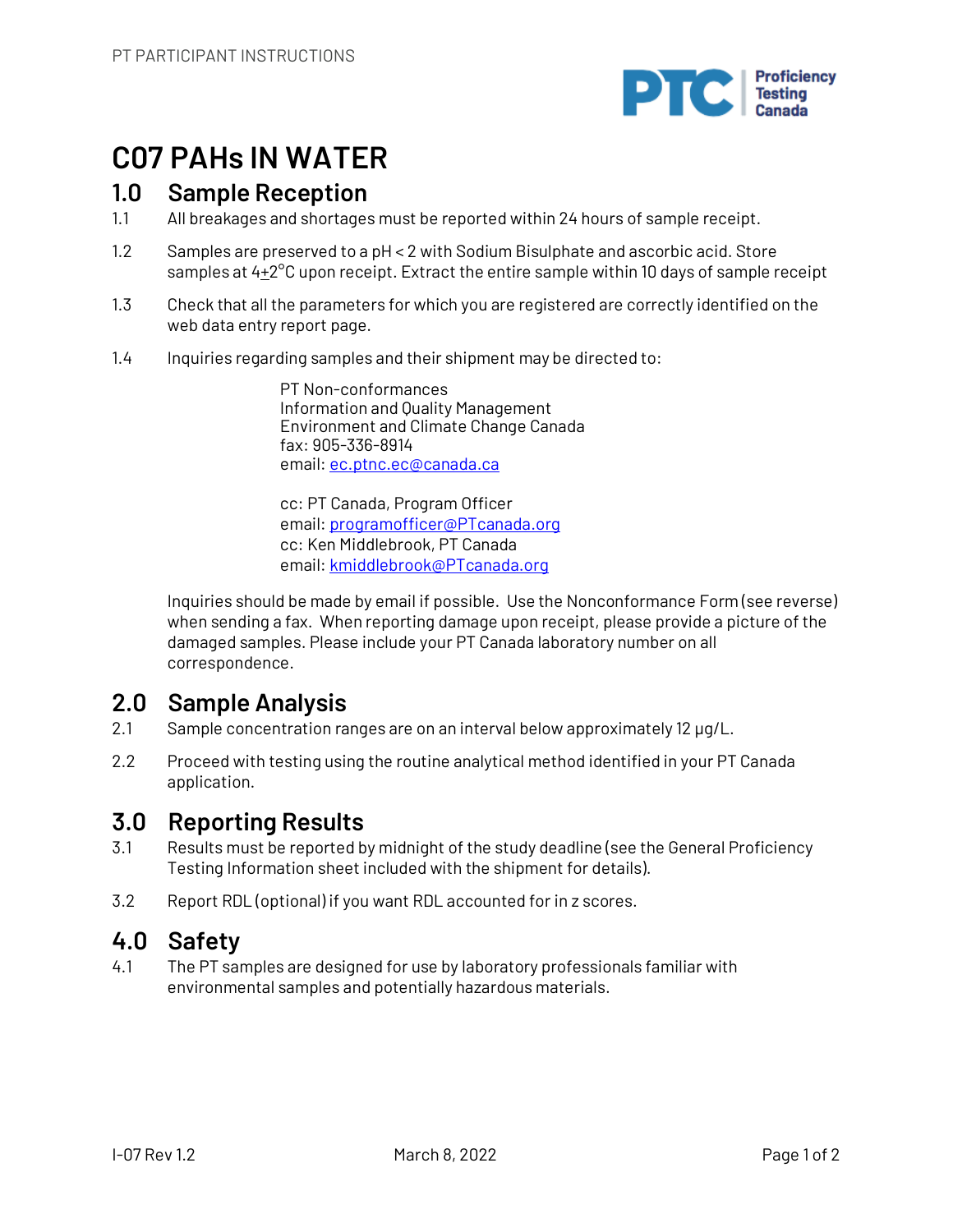# C07 PAHs IN WATER

## 1.0 Sample Reception

1.1 All breakages and shortages must be reported within 24 hours of sample receipt.

1.2 Samples are preserved to a pH < 2 with Sodium Bisulphate and ascorbic acid. Store samples at 4±2°C upon receipt. Extract the entire sample within 10 days of sample receipt

1.3 Check that all the parameters for which you are registered are correctly identified on the web data entry report page.

1.4 Inquiries regarding samples and their shipment may be directed to:

PT Non-conformances
Information and Quality Management
Environment and Climate Change Canada
fax: 905-336-8914
email: ec.ptnc.ec@canada.ca

cc: PT Canada, Program Officer
email: programofficer@PTcanada.org
cc: Ken Middlebrook, PT Canada
email: kmiddlebrook@PTcanada.org

Inquiries should be made by email if possible. Use the Nonconformance Form (see reverse) when sending a fax. When reporting damage upon receipt, please provide a picture of the damaged samples. Please include your PT Canada laboratory number on all correspondence.

## 2.0 Sample Analysis

2.1 Sample concentration ranges are on an interval below approximately 12 µg/L.

2.2 Proceed with testing using the routine analytical method identified in your PT Canada application.

## 3.0 Reporting Results

3.1 Results must be reported by midnight of the study deadline (see the General Proficiency Testing Information sheet included with the shipment for details).

3.2 Report RDL (optional) if you want RDL accounted for in z scores.

## 4.0 Safety

4.1 The PT samples are designed for use by laboratory professionals familiar with environmental samples and potentially hazardous materials.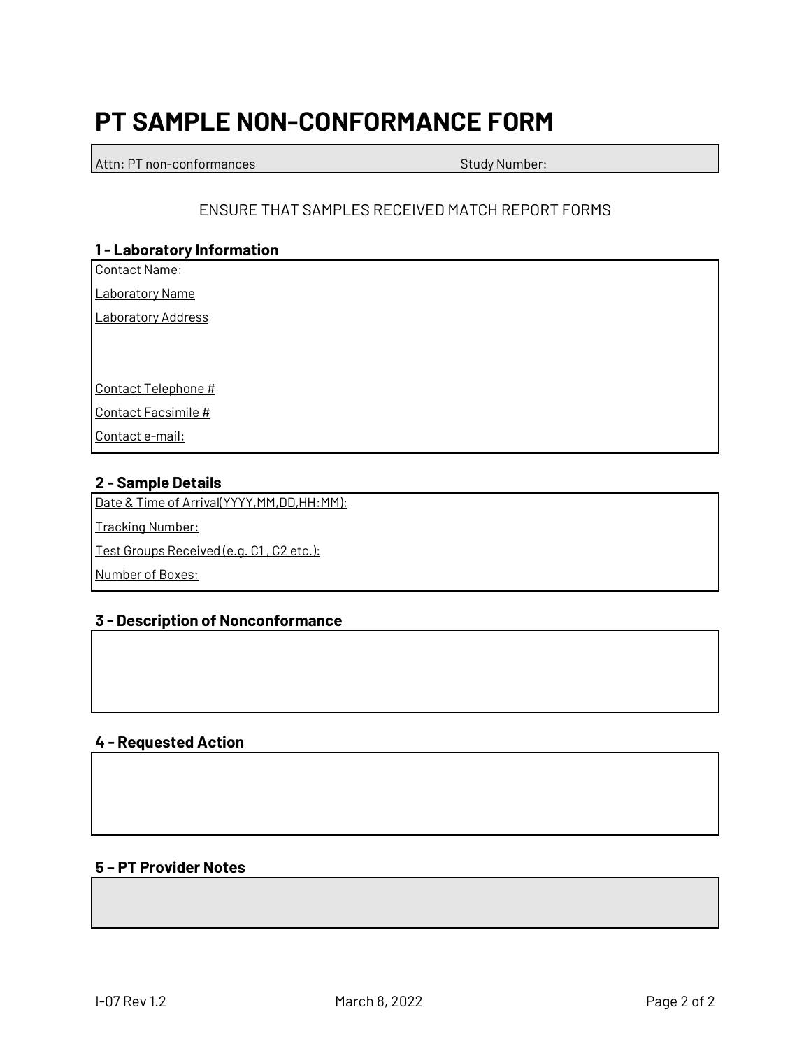# PT SAMPLE NON-CONFORMANCE FORM

Attn: PT non-conformances    Study Number:

ENSURE THAT SAMPLES RECEIVED MATCH REPORT FORMS

## 1 - Laboratory Information

Contact Name:

Laboratory Name

Laboratory Address

Contact Telephone #

Contact Facsimile #

Contact e-mail:

## 2 - Sample Details

Date & Time of Arrival(YYYY,MM,DD,HH:MM):

Tracking Number:

Test Groups Received (e.g. C1 , C2 etc.):

Number of Boxes:

## 3 - Description of Nonconformance

## 4 - Requested Action

## 5 – PT Provider Notes

I-07 Rev 1.2    March 8, 2022